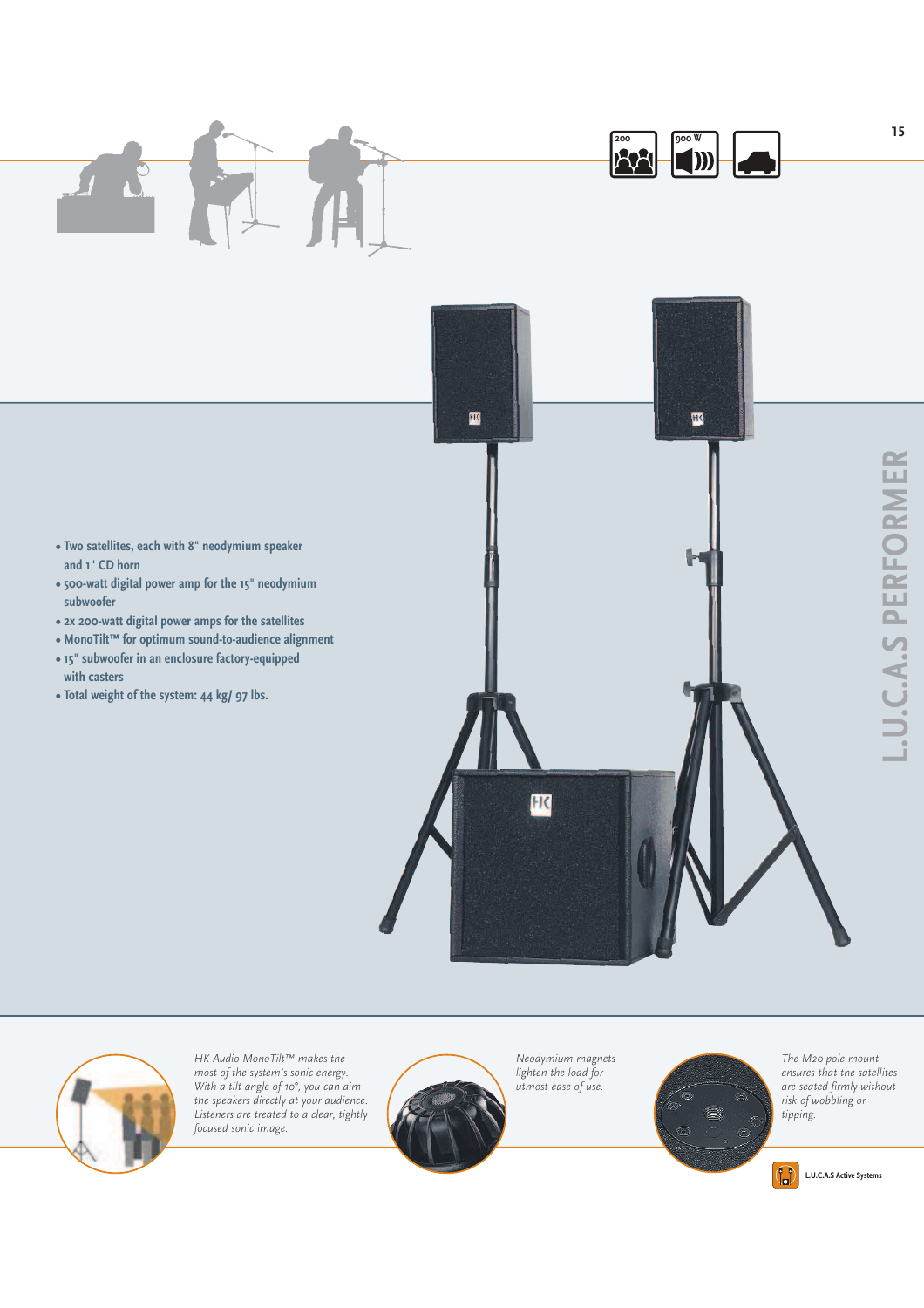# L.U.C.A.S PERFORMER

- Two satellites, each with 8" neodymium speaker and 1" CD horn
- 500-watt digital power amp for the 15" neodymium subwoofer
- 2x 200-watt digital power amps for the satellites
- MonoTilt™ for optimum sound-to-audience alignment
- 15" subwoofer in an enclosure factory-equipped with casters
- Total weight of the system: 44 kg/ 97 lbs.

*HK Audio MonoTilt™ makes the most of the system's sonic energy. With a tilt angle of 10°, you can aim the speakers directly at your audience. Listeners are treated to a clear, tightly focused sonic image.*

*Neodymium magnets lighten the load for utmost ease of use.*

*The M20 pole mount ensures that the satellites are seated firmly without risk of wobbling or tipping.*

L.U.C.A.S Active Systems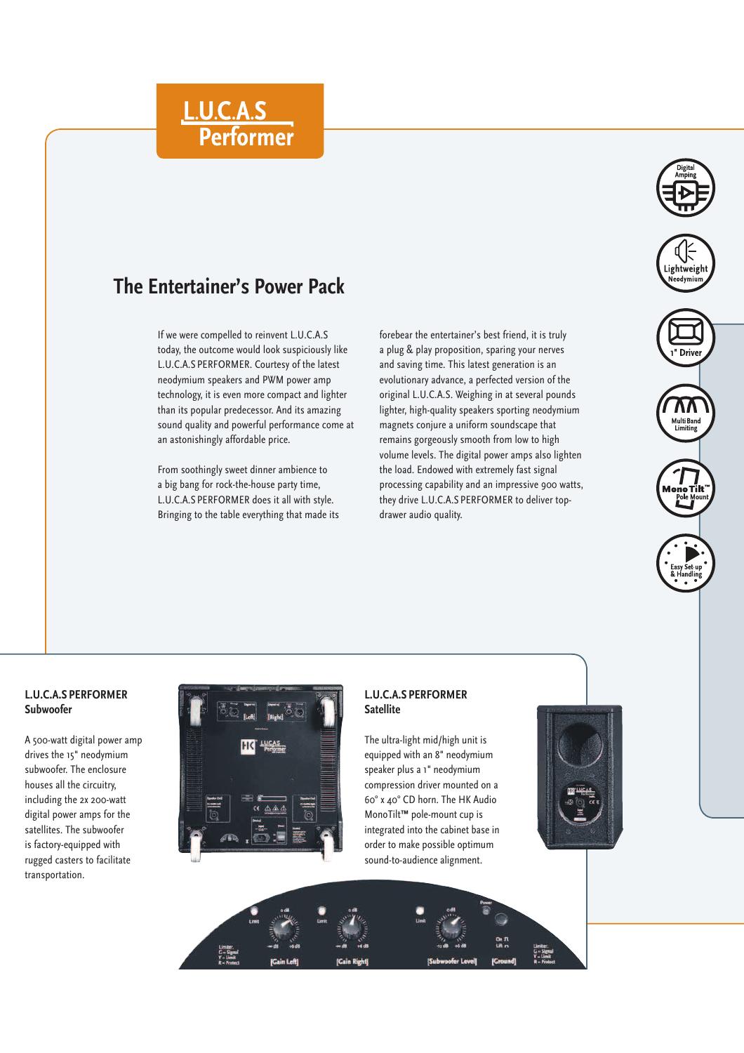# L.U.C.A.S Performer

## The Entertainer's Power Pack

If we were compelled to reinvent L.U.C.A.S today, the outcome would look suspiciously like L.U.C.A.S PERFORMER. Courtesy of the latest neodymium speakers and PWM power amp technology, it is even more compact and lighter than its popular predecessor. And its amazing sound quality and powerful performance come at an astonishingly affordable price.

From soothingly sweet dinner ambience to a big bang for rock-the-house party time, L.U.C.A.S PERFORMER does it all with style. Bringing to the table everything that made its forebear the entertainer's best friend, it is truly a plug & play proposition, sparing your nerves and saving time. This latest generation is an evolutionary advance, a perfected version of the original L.U.C.A.S. Weighing in at several pounds lighter, high-quality speakers sporting neodymium magnets conjure a uniform soundscape that remains gorgeously smooth from low to high volume levels. The digital power amps also lighten the load. Endowed with extremely fast signal processing capability and an impressive 900 watts, they drive L.U.C.A.S PERFORMER to deliver top-drawer audio quality.

Digital Amping

Lightweight Neodymium

1" Driver

Multi Band Limiting

MonoTilt™ Pole Mount

Easy Set-up & Handling

### L.U.C.A.S PERFORMER Subwoofer

A 500-watt digital power amp drives the 15" neodymium subwoofer. The enclosure houses all the circuitry, including the 2x 200-watt digital power amps for the satellites. The subwoofer is factory-equipped with rugged casters to facilitate transportation.

### L.U.C.A.S PERFORMER Satellite

The ultra-light mid/high unit is equipped with an 8" neodymium speaker plus a 1" neodymium compression driver mounted on a 60° x 40° CD horn. The HK Audio MonoTilt™ pole-mount cup is integrated into the cabinet base in order to make possible optimum sound-to-audience alignment.